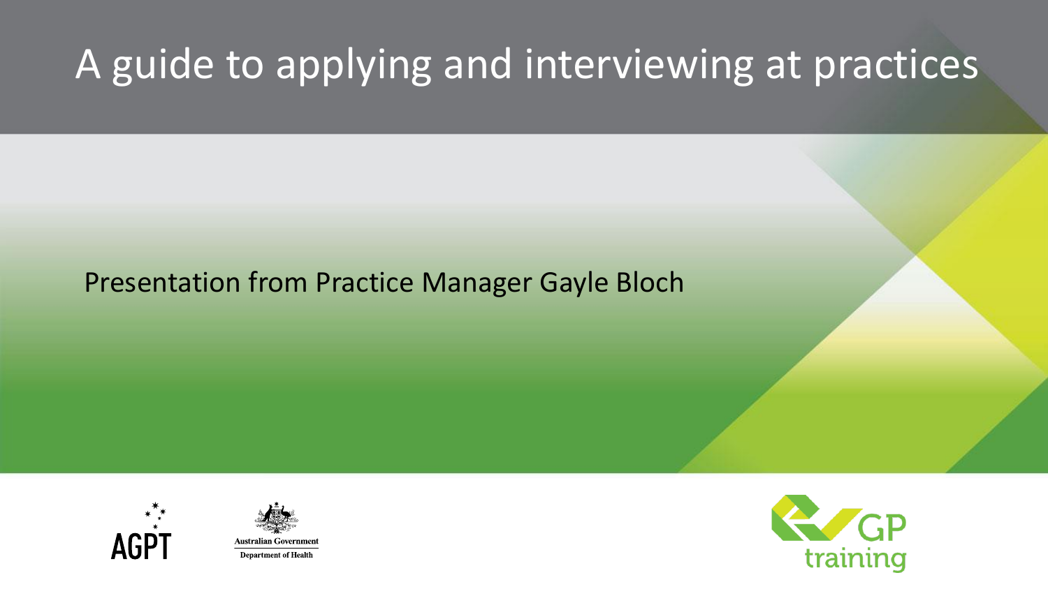# A guide to applying and interviewing at practices

Presentation from Practice Manager Gayle Bloch

AGPT

Australian Government
Department of Health

GP training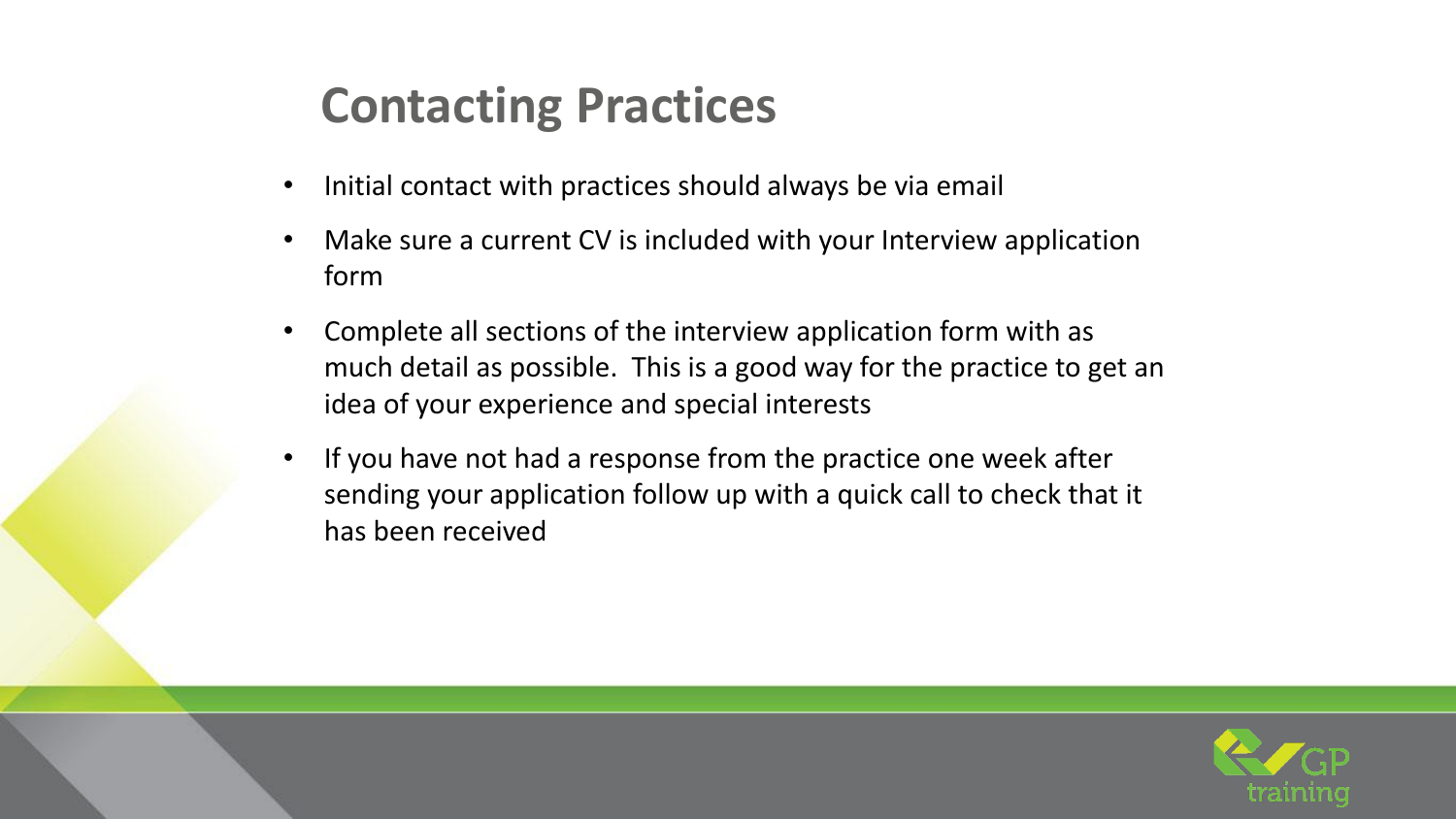# Contacting Practices

- Initial contact with practices should always be via email
- Make sure a current CV is included with your Interview application form
- Complete all sections of the interview application form with as much detail as possible. This is a good way for the practice to get an idea of your experience and special interests
- If you have not had a response from the practice one week after sending your application follow up with a quick call to check that it has been received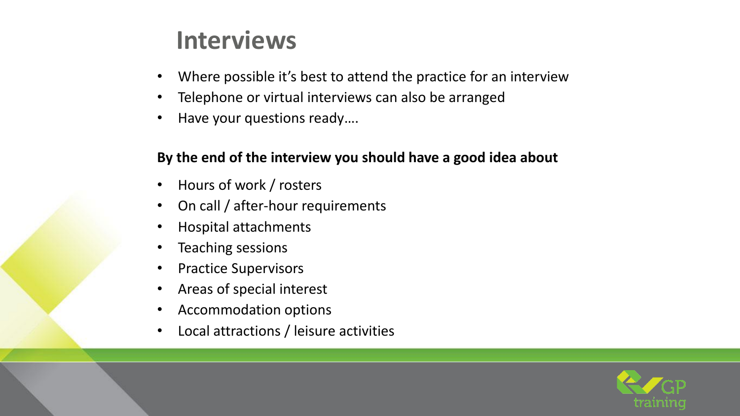# Interviews

- Where possible it's best to attend the practice for an interview
- Telephone or virtual interviews can also be arranged
- Have your questions ready….

**By the end of the interview you should have a good idea about**

- Hours of work / rosters
- On call / after-hour requirements
- Hospital attachments
- Teaching sessions
- Practice Supervisors
- Areas of special interest
- Accommodation options
- Local attractions / leisure activities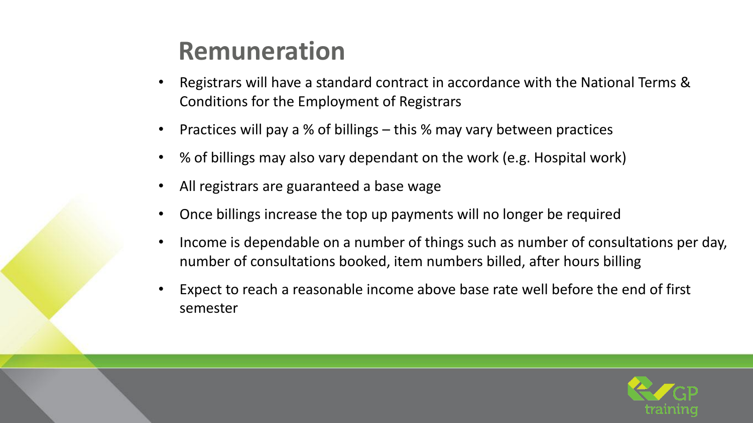# Remuneration

- Registrars will have a standard contract in accordance with the National Terms & Conditions for the Employment of Registrars
- Practices will pay a % of billings – this % may vary between practices
- % of billings may also vary dependant on the work (e.g. Hospital work)
- All registrars are guaranteed a base wage
- Once billings increase the top up payments will no longer be required
- Income is dependable on a number of things such as number of consultations per day, number of consultations booked, item numbers billed, after hours billing
- Expect to reach a reasonable income above base rate well before the end of first semester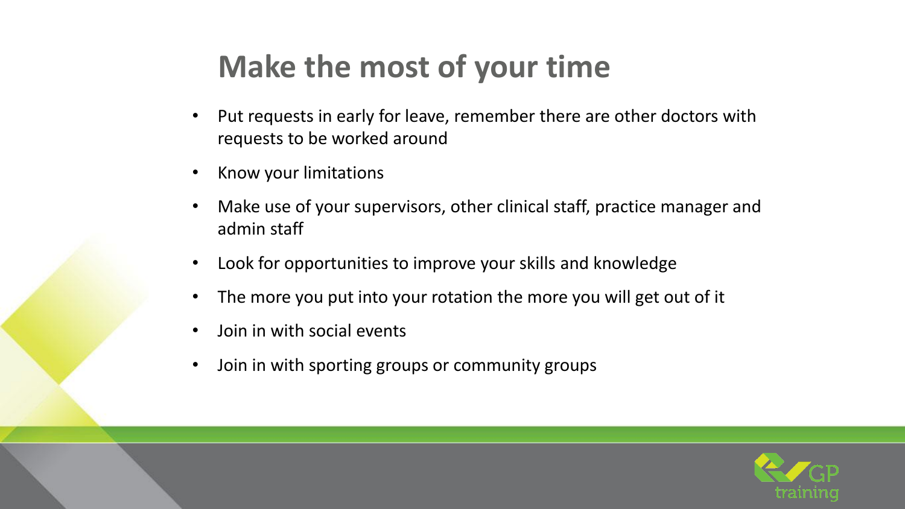# Make the most of your time

- Put requests in early for leave, remember there are other doctors with requests to be worked around
- Know your limitations
- Make use of your supervisors, other clinical staff, practice manager and admin staff
- Look for opportunities to improve your skills and knowledge
- The more you put into your rotation the more you will get out of it
- Join in with social events
- Join in with sporting groups or community groups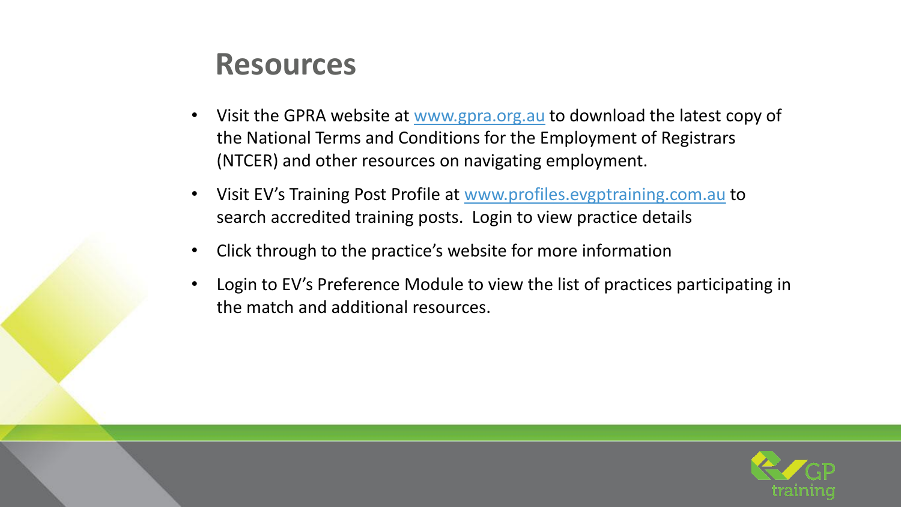# Resources

- Visit the GPRA website at [www.gpra.org.au](http://www.gpra.org.au) to download the latest copy of the National Terms and Conditions for the Employment of Registrars (NTCER) and other resources on navigating employment.
- Visit EV's Training Post Profile at [www.profiles.evgptraining.com.au](http://www.profiles.evgptraining.com.au) to search accredited training posts. Login to view practice details
- Click through to the practice's website for more information
- Login to EV's Preference Module to view the list of practices participating in the match and additional resources.